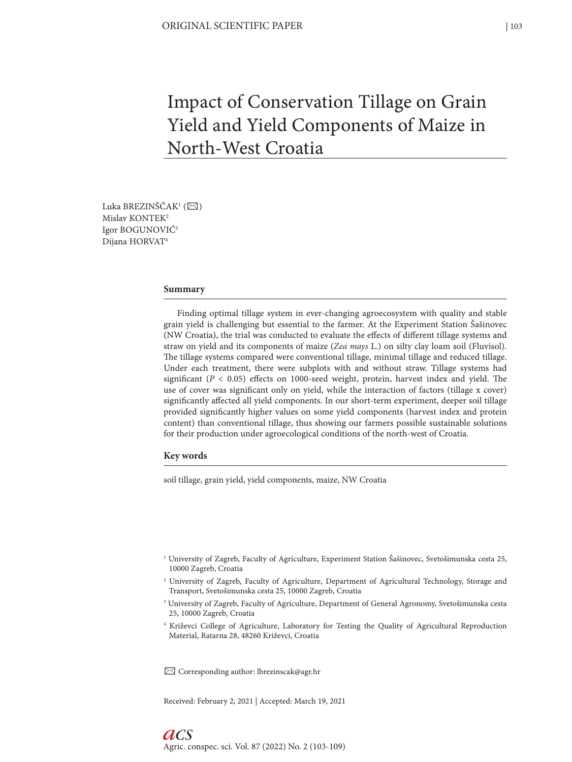# Impact of Conservation Tillage on Grain Yield and Yield Components of Maize in North-West Croatia

Luka BREZINŠČAK[1] (✉)
Mislav KONTEK[2]
Igor BOGUNOVIĆ[3]
Dijana HORVAT[4]

## Summary

Finding optimal tillage system in ever-changing agroecosystem with quality and stable grain yield is challenging but essential to the farmer. At the Experiment Station Šašinovec (NW Croatia), the trial was conducted to evaluate the effects of different tillage systems and straw on yield and its components of maize (*Zea mays* L.) on silty clay loam soil (Fluvisol). The tillage systems compared were conventional tillage, minimal tillage and reduced tillage. Under each treatment, there were subplots with and without straw. Tillage systems had significant ($P < 0.05$) effects on 1000-seed weight, protein, harvest index and yield. The use of cover was significant only on yield, while the interaction of factors (tillage x cover) significantly affected all yield components. In our short-term experiment, deeper soil tillage provided significantly higher values on some yield components (harvest index and protein content) than conventional tillage, thus showing our farmers possible sustainable solutions for their production under agroecological conditions of the north-west of Croatia.

## Key words

soil tillage, grain yield, yield components, maize, NW Croatia

[1] University of Zagreb, Faculty of Agriculture, Experiment Station Šašinovec, Svetošimunska cesta 25, 10000 Zagreb, Croatia

[2] University of Zagreb, Faculty of Agriculture, Department of Agricultural Technology, Storage and Transport, Svetošimunska cesta 25, 10000 Zagreb, Croatia

[3] University of Zagreb, Faculty of Agriculture, Department of General Agronomy, Svetošimunska cesta 25, 10000 Zagreb, Croatia

[4] Križevci College of Agriculture, Laboratory for Testing the Quality of Agricultural Reproduction Material, Ratarna 28, 48260 Križevci, Croatia

✉ Corresponding author: lbrezinscak@agr.hr

Received: February 2, 2021 | Accepted: March 19, 2021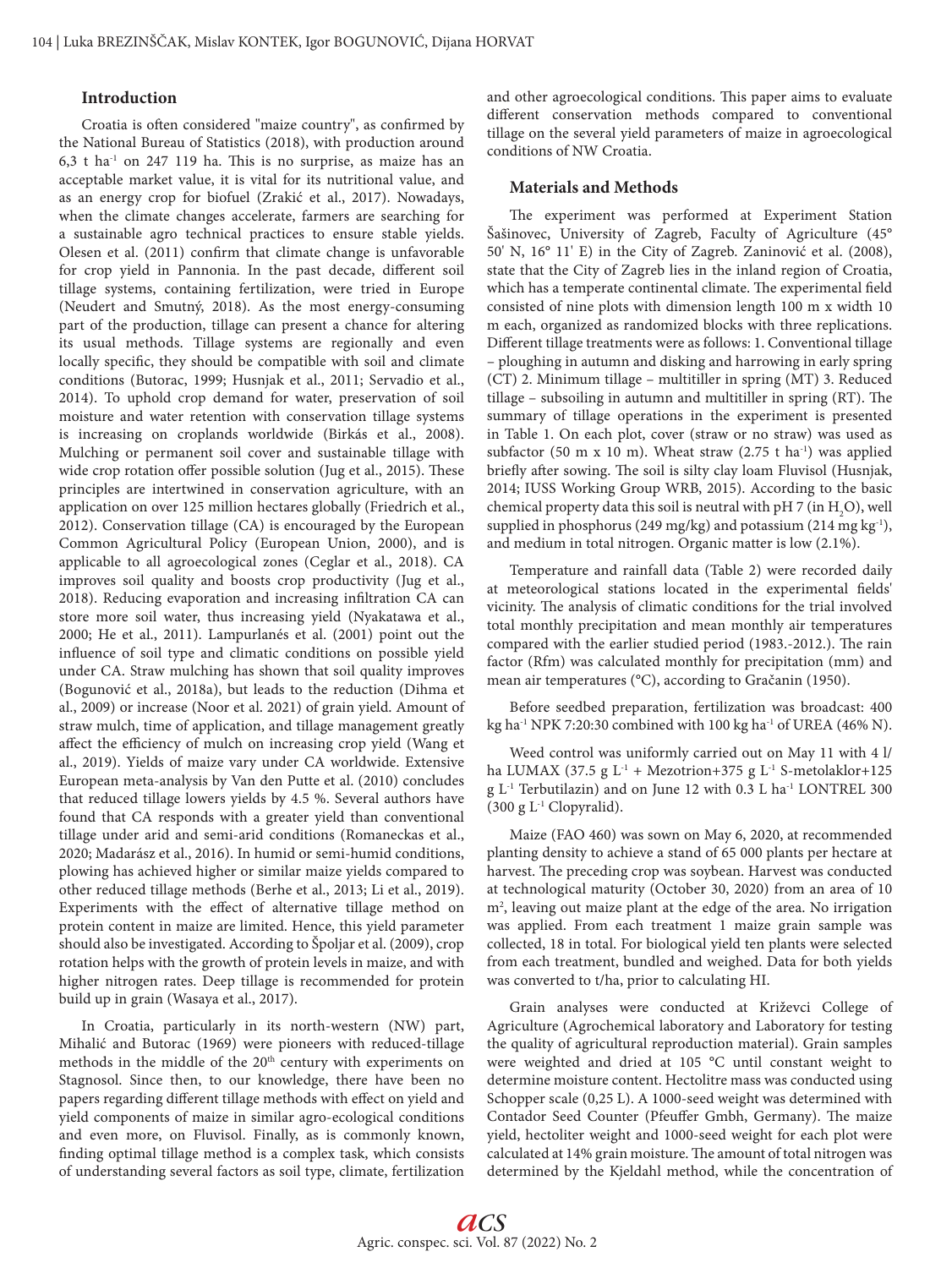## Introduction

Croatia is often considered "maize country", as confirmed by the National Bureau of Statistics (2018), with production around 6,3 t ha$^{-1}$ on 247 119 ha. This is no surprise, as maize has an acceptable market value, it is vital for its nutritional value, and as an energy crop for biofuel (Zrakić et al., 2017). Nowadays, when the climate changes accelerate, farmers are searching for a sustainable agro technical practices to ensure stable yields. Olesen et al. (2011) confirm that climate change is unfavorable for crop yield in Pannonia. In the past decade, different soil tillage systems, containing fertilization, were tried in Europe (Neudert and Smutný, 2018). As the most energy-consuming part of the production, tillage can present a chance for altering its usual methods. Tillage systems are regionally and even locally specific, they should be compatible with soil and climate conditions (Butorac, 1999; Husnjak et al., 2011; Servadio et al., 2014). To uphold crop demand for water, preservation of soil moisture and water retention with conservation tillage systems is increasing on croplands worldwide (Birkás et al., 2008). Mulching or permanent soil cover and sustainable tillage with wide crop rotation offer possible solution (Jug et al., 2015). These principles are intertwined in conservation agriculture, with an application on over 125 million hectares globally (Friedrich et al., 2012). Conservation tillage (CA) is encouraged by the European Common Agricultural Policy (European Union, 2000), and is applicable to all agroecological zones (Ceglar et al., 2018). CA improves soil quality and boosts crop productivity (Jug et al., 2018). Reducing evaporation and increasing infiltration CA can store more soil water, thus increasing yield (Nyakatawa et al., 2000; He et al., 2011). Lampurlanés et al. (2001) point out the influence of soil type and climatic conditions on possible yield under CA. Straw mulching has shown that soil quality improves (Bogunović et al., 2018a), but leads to the reduction (Dihma et al., 2009) or increase (Noor et al. 2021) of grain yield. Amount of straw mulch, time of application, and tillage management greatly affect the efficiency of mulch on increasing crop yield (Wang et al., 2019). Yields of maize vary under CA worldwide. Extensive European meta-analysis by Van den Putte et al. (2010) concludes that reduced tillage lowers yields by 4.5 %. Several authors have found that CA responds with a greater yield than conventional tillage under arid and semi-arid conditions (Romaneckas et al., 2020; Madarász et al., 2016). In humid or semi-humid conditions, plowing has achieved higher or similar maize yields compared to other reduced tillage methods (Berhe et al., 2013; Li et al., 2019). Experiments with the effect of alternative tillage method on protein content in maize are limited. Hence, this yield parameter should also be investigated. According to Špoljar et al. (2009), crop rotation helps with the growth of protein levels in maize, and with higher nitrogen rates. Deep tillage is recommended for protein build up in grain (Wasaya et al., 2017).

In Croatia, particularly in its north-western (NW) part, Mihalić and Butorac (1969) were pioneers with reduced-tillage methods in the middle of the 20$^{th}$ century with experiments on Stagnosol. Since then, to our knowledge, there have been no papers regarding different tillage methods with effect on yield and yield components of maize in similar agro-ecological conditions and even more, on Fluvisol. Finally, as is commonly known, finding optimal tillage method is a complex task, which consists of understanding several factors as soil type, climate, fertilization and other agroecological conditions. This paper aims to evaluate different conservation methods compared to conventional tillage on the several yield parameters of maize in agroecological conditions of NW Croatia.

## Materials and Methods

The experiment was performed at Experiment Station Šašinovec, University of Zagreb, Faculty of Agriculture (45° 50' N, 16° 11' E) in the City of Zagreb. Zaninović et al. (2008), state that the City of Zagreb lies in the inland region of Croatia, which has a temperate continental climate. The experimental field consisted of nine plots with dimension length 100 m x width 10 m each, organized as randomized blocks with three replications. Different tillage treatments were as follows: 1. Conventional tillage – ploughing in autumn and disking and harrowing in early spring (CT) 2. Minimum tillage – multitiller in spring (MT) 3. Reduced tillage – subsoiling in autumn and multitiller in spring (RT). The summary of tillage operations in the experiment is presented in Table 1. On each plot, cover (straw or no straw) was used as subfactor (50 m x 10 m). Wheat straw (2.75 t ha$^{-1}$) was applied briefly after sowing. The soil is silty clay loam Fluvisol (Husnjak, 2014; IUSS Working Group WRB, 2015). According to the basic chemical property data this soil is neutral with pH 7 (in $H_2O$), well supplied in phosphorus (249 mg/kg) and potassium (214 mg kg$^{-1}$), and medium in total nitrogen. Organic matter is low (2.1%).

Temperature and rainfall data (Table 2) were recorded daily at meteorological stations located in the experimental fields' vicinity. The analysis of climatic conditions for the trial involved total monthly precipitation and mean monthly air temperatures compared with the earlier studied period (1983.-2012.). The rain factor (Rfm) was calculated monthly for precipitation (mm) and mean air temperatures (°C), according to Gračanin (1950).

Before seedbed preparation, fertilization was broadcast: 400 kg ha$^{-1}$ NPK 7:20:30 combined with 100 kg ha$^{-1}$ of UREA (46% N).

Weed control was uniformly carried out on May 11 with 4 l/ha LUMAX (37.5 g L$^{-1}$ + Mezotrion+375 g L$^{-1}$ S-metolaklor+125 g L$^{-1}$ Terbutilazin) and on June 12 with 0.3 L ha$^{-1}$ LONTREL 300 (300 g L$^{-1}$ Clopyralid).

Maize (FAO 460) was sown on May 6, 2020, at recommended planting density to achieve a stand of 65 000 plants per hectare at harvest. The preceding crop was soybean. Harvest was conducted at technological maturity (October 30, 2020) from an area of 10 m$^2$, leaving out maize plant at the edge of the area. No irrigation was applied. From each treatment 1 maize grain sample was collected, 18 in total. For biological yield ten plants were selected from each treatment, bundled and weighed. Data for both yields was converted to t/ha, prior to calculating HI.

Grain analyses were conducted at Križevci College of Agriculture (Agrochemical laboratory and Laboratory for testing the quality of agricultural reproduction material). Grain samples were weighted and dried at 105 °C until constant weight to determine moisture content. Hectolitre mass was conducted using Schopper scale (0,25 L). A 1000-seed weight was determined with Contador Seed Counter (Pfeuffer Gmbh, Germany). The maize yield, hectoliter weight and 1000-seed weight for each plot were calculated at 14% grain moisture. The amount of total nitrogen was determined by the Kjeldahl method, while the concentration of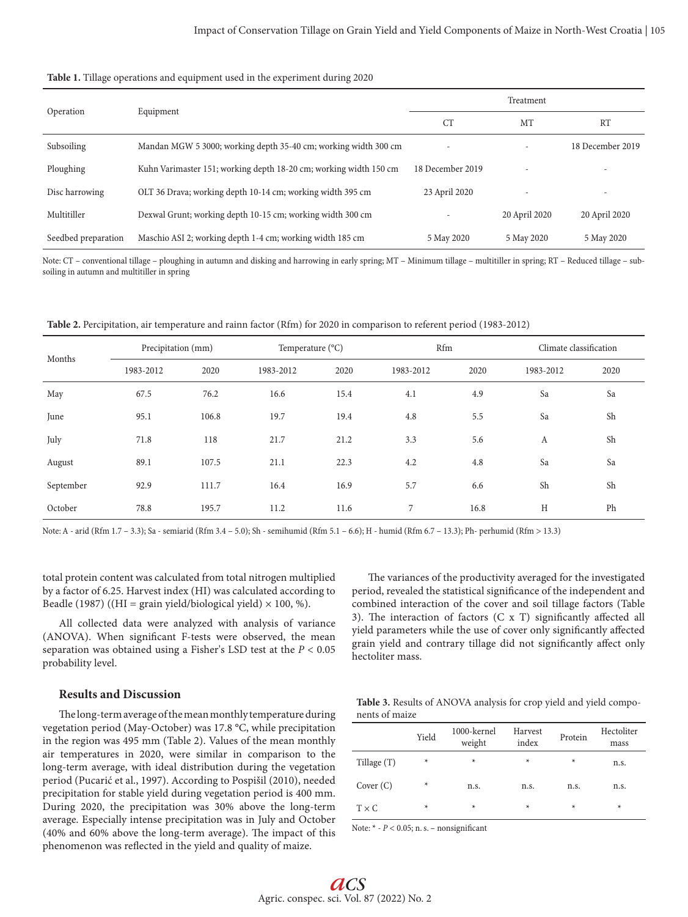**Table 1.** Tillage operations and equipment used in the experiment during 2020

| Operation | Equipment | Treatment | | |
|---|---|---|---|---|
| | | CT | MT | RT |
| Subsoiling | Mandan MGW 5 3000; working depth 35-40 cm; working width 300 cm | - | - | 18 December 2019 |
| Ploughing | Kuhn Varimaster 151; working depth 18-20 cm; working width 150 cm | 18 December 2019 | - | - |
| Disc harrowing | OLT 36 Drava; working depth 10-14 cm; working width 395 cm | 23 April 2020 | - | - |
| Multitiller | Dexwal Grunt; working depth 10-15 cm; working width 300 cm | - | 20 April 2020 | 20 April 2020 |
| Seedbed preparation | Maschio ASI 2; working depth 1-4 cm; working width 185 cm | 5 May 2020 | 5 May 2020 | 5 May 2020 |

Note: CT – conventional tillage – ploughing in autumn and disking and harrowing in early spring; MT – Minimum tillage – multitiller in spring; RT – Reduced tillage – subsoiling in autumn and multitiller in spring

**Table 2.** Percipitation, air temperature and rainn factor (Rfm) for 2020 in comparison to referent period (1983-2012)

| Months | Precipitation (mm) | | Temperature (°C) | | Rfm | | Climate classification | |
|---|---|---|---|---|---|---|---|---|
| | 1983-2012 | 2020 | 1983-2012 | 2020 | 1983-2012 | 2020 | 1983-2012 | 2020 |
| May | 67.5 | 76.2 | 16.6 | 15.4 | 4.1 | 4.9 | Sa | Sa |
| June | 95.1 | 106.8 | 19.7 | 19.4 | 4.8 | 5.5 | Sa | Sh |
| July | 71.8 | 118 | 21.7 | 21.2 | 3.3 | 5.6 | A | Sh |
| August | 89.1 | 107.5 | 21.1 | 22.3 | 4.2 | 4.8 | Sa | Sa |
| September | 92.9 | 111.7 | 16.4 | 16.9 | 5.7 | 6.6 | Sh | Sh |
| October | 78.8 | 195.7 | 11.2 | 11.6 | 7 | 16.8 | H | Ph |

Note: A - arid (Rfm 1.7 – 3.3); Sa - semiarid (Rfm 3.4 – 5.0); Sh - semihumid (Rfm 5.1 – 6.6); H - humid (Rfm 6.7 – 13.3); Ph- perhumid (Rfm > 13.3)

total protein content was calculated from total nitrogen multiplied by a factor of 6.25. Harvest index (HI) was calculated according to Beadle (1987) ((HI = grain yield/biological yield) × 100, %).

All collected data were analyzed with analysis of variance (ANOVA). When significant F-tests were observed, the mean separation was obtained using a Fisher's LSD test at the $P < 0.05$ probability level.

## Results and Discussion

The long-term average of the mean monthly temperature during vegetation period (May-October) was 17.8 °C, while precipitation in the region was 495 mm (Table 2). Values of the mean monthly air temperatures in 2020, were similar in comparison to the long-term average, with ideal distribution during the vegetation period (Pucarić et al., 1997). According to Pospišil (2010), needed precipitation for stable yield during vegetation period is 400 mm. During 2020, the precipitation was 30% above the long-term average. Especially intense precipitation was in July and October (40% and 60% above the long-term average). The impact of this phenomenon was reflected in the yield and quality of maize.

The variances of the productivity averaged for the investigated period, revealed the statistical significance of the independent and combined interaction of the cover and soil tillage factors (Table 3). The interaction of factors (C x T) significantly affected all yield parameters while the use of cover only significantly affected grain yield and contrary tillage did not significantly affect only hectoliter mass.

**Table 3.** Results of ANOVA analysis for crop yield and yield components of maize

| | Yield | 1000-kernel weight | Harvest index | Protein | Hectoliter mass |
|---|---|---|---|---|---|
| Tillage (T) | * | * | * | * | n.s. |
| Cover (C) | * | n.s. | n.s. | n.s. | n.s. |
| T × C | * | * | * | * | * |

Note: * - $P < 0.05$; n. s. – nonsignificant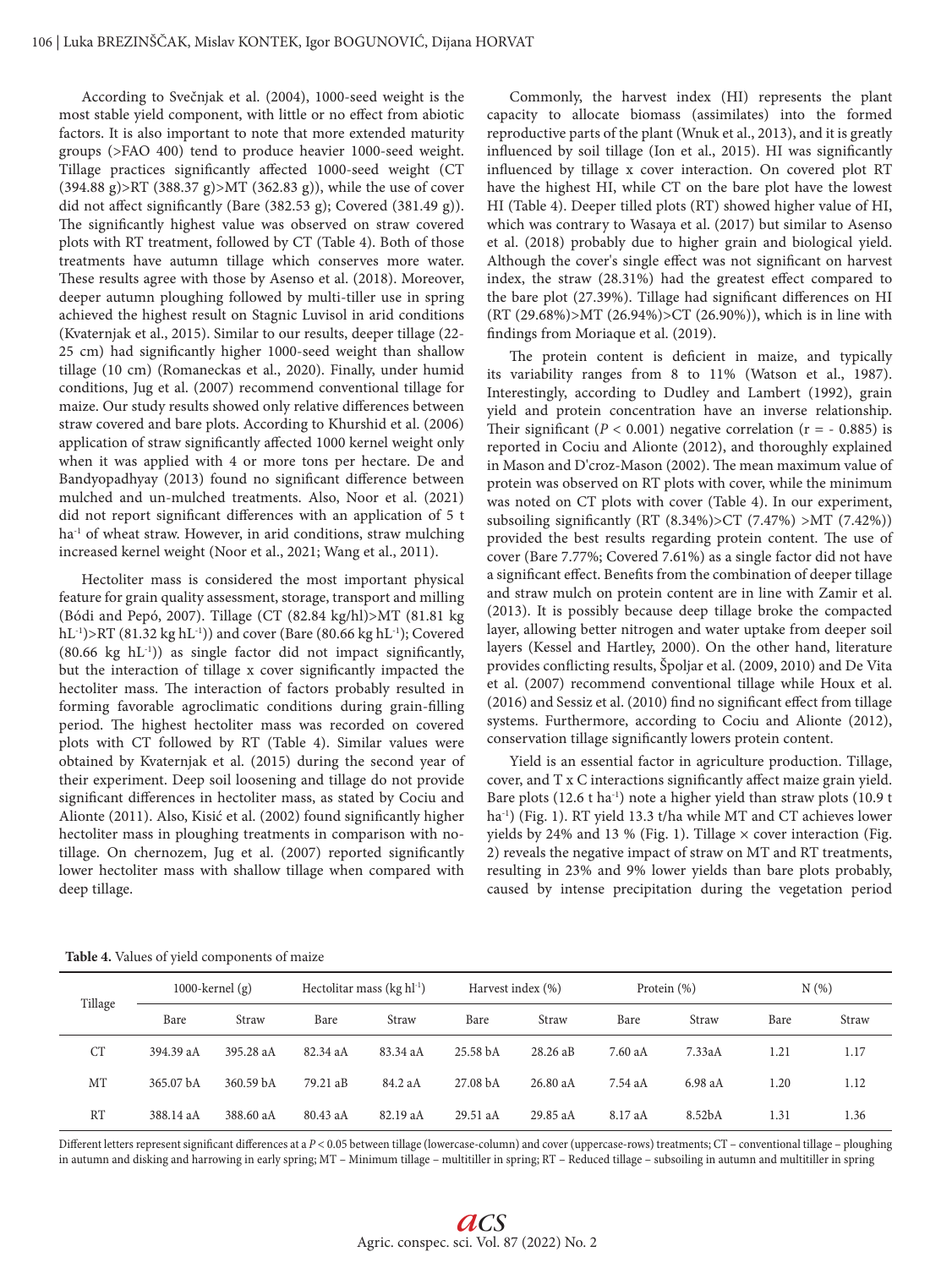According to Svečnjak et al. (2004), 1000-seed weight is the most stable yield component, with little or no effect from abiotic factors. It is also important to note that more extended maturity groups (>FAO 400) tend to produce heavier 1000-seed weight. Tillage practices significantly affected 1000-seed weight (CT (394.88 g)>RT (388.37 g)>MT (362.83 g)), while the use of cover did not affect significantly (Bare (382.53 g); Covered (381.49 g)). The significantly highest value was observed on straw covered plots with RT treatment, followed by CT (Table 4). Both of those treatments have autumn tillage which conserves more water. These results agree with those by Asenso et al. (2018). Moreover, deeper autumn ploughing followed by multi-tiller use in spring achieved the highest result on Stagnic Luvisol in arid conditions (Kvaternjak et al., 2015). Similar to our results, deeper tillage (22-25 cm) had significantly higher 1000-seed weight than shallow tillage (10 cm) (Romaneckas et al., 2020). Finally, under humid conditions, Jug et al. (2007) recommend conventional tillage for maize. Our study results showed only relative differences between straw covered and bare plots. According to Khurshid et al. (2006) application of straw significantly affected 1000 kernel weight only when it was applied with 4 or more tons per hectare. De and Bandyopadhyay (2013) found no significant difference between mulched and un-mulched treatments. Also, Noor et al. (2021) did not report significant differences with an application of 5 t ha$^{-1}$ of wheat straw. However, in arid conditions, straw mulching increased kernel weight (Noor et al., 2021; Wang et al., 2011).

Hectoliter mass is considered the most important physical feature for grain quality assessment, storage, transport and milling (Bódi and Pepó, 2007). Tillage (CT (82.84 kg/hl)>MT (81.81 kg hL$^{-1}$)>RT (81.32 kg hL$^{-1}$)) and cover (Bare (80.66 kg hL$^{-1}$); Covered (80.66 kg hL$^{-1}$)) as single factor did not impact significantly, but the interaction of tillage x cover significantly impacted the hectoliter mass. The interaction of factors probably resulted in forming favorable agroclimatic conditions during grain-filling period. The highest hectoliter mass was recorded on covered plots with CT followed by RT (Table 4). Similar values were obtained by Kvaternjak et al. (2015) during the second year of their experiment. Deep soil loosening and tillage do not provide significant differences in hectoliter mass, as stated by Cociu and Alionte (2011). Also, Kisić et al. (2002) found significantly higher hectoliter mass in ploughing treatments in comparison with no-tillage. On chernozem, Jug et al. (2007) reported significantly lower hectoliter mass with shallow tillage when compared with deep tillage.

Commonly, the harvest index (HI) represents the plant capacity to allocate biomass (assimilates) into the formed reproductive parts of the plant (Wnuk et al., 2013), and it is greatly influenced by soil tillage (Ion et al., 2015). HI was significantly influenced by tillage x cover interaction. On covered plot RT have the highest HI, while CT on the bare plot have the lowest HI (Table 4). Deeper tilled plots (RT) showed higher value of HI, which was contrary to Wasaya et al. (2017) but similar to Asenso et al. (2018) probably due to higher grain and biological yield. Although the cover's single effect was not significant on harvest index, the straw (28.31%) had the greatest effect compared to the bare plot (27.39%). Tillage had significant differences on HI (RT (29.68%)>MT (26.94%)>CT (26.90%)), which is in line with findings from Moriaque et al. (2019).

The protein content is deficient in maize, and typically its variability ranges from 8 to 11% (Watson et al., 1987). Interestingly, according to Dudley and Lambert (1992), grain yield and protein concentration have an inverse relationship. Their significant ($P < 0.001$) negative correlation ($r = -0.885$) is reported in Cociu and Alionte (2012), and thoroughly explained in Mason and D'croz-Mason (2002). The mean maximum value of protein was observed on RT plots with cover, while the minimum was noted on CT plots with cover (Table 4). In our experiment, subsoiling significantly (RT (8.34%)>CT (7.47%) >MT (7.42%)) provided the best results regarding protein content. The use of cover (Bare 7.77%; Covered 7.61%) as a single factor did not have a significant effect. Benefits from the combination of deeper tillage and straw mulch on protein content are in line with Zamir et al. (2013). It is possibly because deep tillage broke the compacted layer, allowing better nitrogen and water uptake from deeper soil layers (Kessel and Hartley, 2000). On the other hand, literature provides conflicting results, Špoljar et al. (2009, 2010) and De Vita et al. (2007) recommend conventional tillage while Houx et al. (2016) and Sessiz et al. (2010) find no significant effect from tillage systems. Furthermore, according to Cociu and Alionte (2012), conservation tillage significantly lowers protein content.

Yield is an essential factor in agriculture production. Tillage, cover, and T x C interactions significantly affect maize grain yield. Bare plots (12.6 t ha$^{-1}$) note a higher yield than straw plots (10.9 t ha$^{-1}$) (Fig. 1). RT yield 13.3 t/ha while MT and CT achieves lower yields by 24% and 13 % (Fig. 1). Tillage × cover interaction (Fig. 2) reveals the negative impact of straw on MT and RT treatments, resulting in 23% and 9% lower yields than bare plots probably, caused by intense precipitation during the vegetation period

**Table 4.** Values of yield components of maize

| Tillage | 1000-kernel (g) | | Hectolitar mass (kg hl$^{-1}$) | | Harvest index (%) | | Protein (%) | | N (%) | |
|---|---|---|---|---|---|---|---|---|---|---|
| | Bare | Straw | Bare | Straw | Bare | Straw | Bare | Straw | Bare | Straw |
| CT | 394.39 aA | 395.28 aA | 82.34 aA | 83.34 aA | 25.58 bA | 28.26 aB | 7.60 aA | 7.33aA | 1.21 | 1.17 |
| MT | 365.07 bA | 360.59 bA | 79.21 aB | 84.2 aA | 27.08 bA | 26.80 aA | 7.54 aA | 6.98 aA | 1.20 | 1.12 |
| RT | 388.14 aA | 388.60 aA | 80.43 aA | 82.19 aA | 29.51 aA | 29.85 aA | 8.17 aA | 8.52bA | 1.31 | 1.36 |

Different letters represent significant differences at a $P < 0.05$ between tillage (lowercase-column) and cover (uppercase-rows) treatments; CT – conventional tillage – ploughing in autumn and disking and harrowing in early spring; MT – Minimum tillage – multitiller in spring; RT – Reduced tillage – subsoiling in autumn and multitiller in spring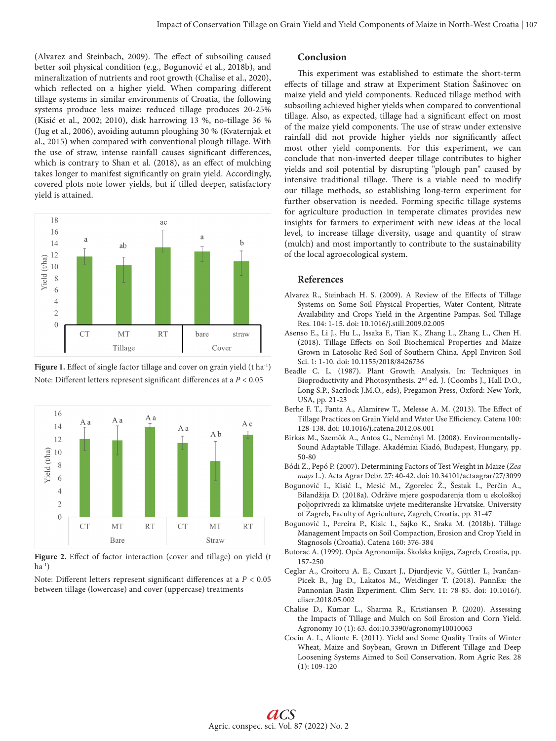(Alvarez and Steinbach, 2009). The effect of subsoiling caused better soil physical condition (e.g., Bogunović et al., 2018b), and mineralization of nutrients and root growth (Chalise et al., 2020), which reflected on a higher yield. When comparing different tillage systems in similar environments of Croatia, the following systems produce less maize: reduced tillage produces 20-25% (Kisić et al., 2002; 2010), disk harrowing 13 %, no-tillage 36 % (Jug et al., 2006), avoiding autumn ploughing 30 % (Kvaternjak et al., 2015) when compared with conventional plough tillage. With the use of straw, intense rainfall causes significant differences, which is contrary to Shan et al. (2018), as an effect of mulching takes longer to manifest significantly on grain yield. Accordingly, covered plots note lower yields, but if tilled deeper, satisfactory yield is attained.

**Figure 1.** Effect of single factor tillage and cover on grain yield (t ha$^{-1}$)

Note: Different letters represent significant differences at a $P < 0.05$

**Figure 2.** Effect of factor interaction (cover and tillage) on yield (t ha$^{-1}$)

Note: Different letters represent significant differences at a $P < 0.05$ between tillage (lowercase) and cover (uppercase) treatments

## Conclusion

This experiment was established to estimate the short-term effects of tillage and straw at Experiment Station Šašinovec on maize yield and yield components. Reduced tillage method with subsoiling achieved higher yields when compared to conventional tillage. Also, as expected, tillage had a significant effect on most of the maize yield components. The use of straw under extensive rainfall did not provide higher yields nor significantly affect most other yield components. For this experiment, we can conclude that non-inverted deeper tillage contributes to higher yields and soil potential by disrupting "plough pan" caused by intensive traditional tillage. There is a viable need to modify our tillage methods, so establishing long-term experiment for further observation is needed. Forming specific tillage systems for agriculture production in temperate climates provides new insights for farmers to experiment with new ideas at the local level, to increase tillage diversity, usage and quantity of straw (mulch) and most importantly to contribute to the sustainability of the local agroecological system.

## References

Alvarez R., Steinbach H. S. (2009). A Review of the Effects of Tillage Systems on Some Soil Physical Properties, Water Content, Nitrate Availability and Crops Yield in the Argentine Pampas. Soil Tillage Res. 104: 1-15. doi: 10.1016/j.still.2009.02.005

Asenso E., Li J., Hu L., Issaka F., Tian K., Zhang L., Zhang L., Chen H. (2018). Tillage Effects on Soil Biochemical Properties and Maize Grown in Latosolic Red Soil of Southern China. Appl Environ Soil Sci. 1: 1-10. doi: 10.1155/2018/8426736

Beadle C. L. (1987). Plant Growth Analysis. In: Techniques in Bioproductivity and Photosynthesis. 2nd ed. J. (Coombs J., Hall D.O., Long S.P., Sacrlock J.M.O., eds), Pregamon Press, Oxford: New York, USA, pp. 21-23

Berhe F. T., Fanta A., Alamirew T., Melesse A. M. (2013). The Effect of Tillage Practices on Grain Yield and Water Use Efficiency. Catena 100: 128-138. doi: 10.1016/j.catena.2012.08.001

Birkás M., Szemők A., Antos G., Neményi M. (2008). Environmentally-Sound Adaptable Tillage. Akadémiai Kiadó, Budapest, Hungary, pp. 50-80

Bódi Z., Pepó P. (2007). Determining Factors of Test Weight in Maize (*Zea mays* L.). Acta Agrar Debr. 27: 40-42. doi: 10.34101/actaagrar/27/3099

Bogunović I., Kisić I., Mesić M., Zgorelec Ž., Šestak I., Perčin A., Bilandžija D. (2018a). Održive mjere gospodarenja tlom u ekološkoj poljoprivredi za klimatske uvjete mediteranske Hrvatske. University of Zagreb, Faculty of Agriculture, Zagreb, Croatia, pp. 31-47

Bogunović I., Pereira P., Kisic I., Sajko K., Sraka M. (2018b). Tillage Management Impacts on Soil Compaction, Erosion and Crop Yield in Stagnosols (Croatia). Catena 160: 376-384

Butorac A. (1999). Opća Agronomija. Školska knjiga, Zagreb, Croatia, pp. 157-250

Ceglar A., Croitoru A. E., Cuxart J., Djurdjevic V., Güttler I., Ivančan-Picek B., Jug D., Lakatos M., Weidinger T. (2018). PannEx: the Pannonian Basin Experiment. Clim Serv. 11: 78-85. doi: 10.1016/j.cliser.2018.05.002

Chalise D., Kumar L., Sharma R., Kristiansen P. (2020). Assessing the Impacts of Tillage and Mulch on Soil Erosion and Corn Yield. Agronomy 10 (1): 63. doi:10.3390/agronomy10010063

Cociu A. I., Alionte E. (2011). Yield and Some Quality Traits of Winter Wheat, Maize and Soybean, Grown in Different Tillage and Deep Loosening Systems Aimed to Soil Conservation. Rom Agric Res. 28 (1): 109-120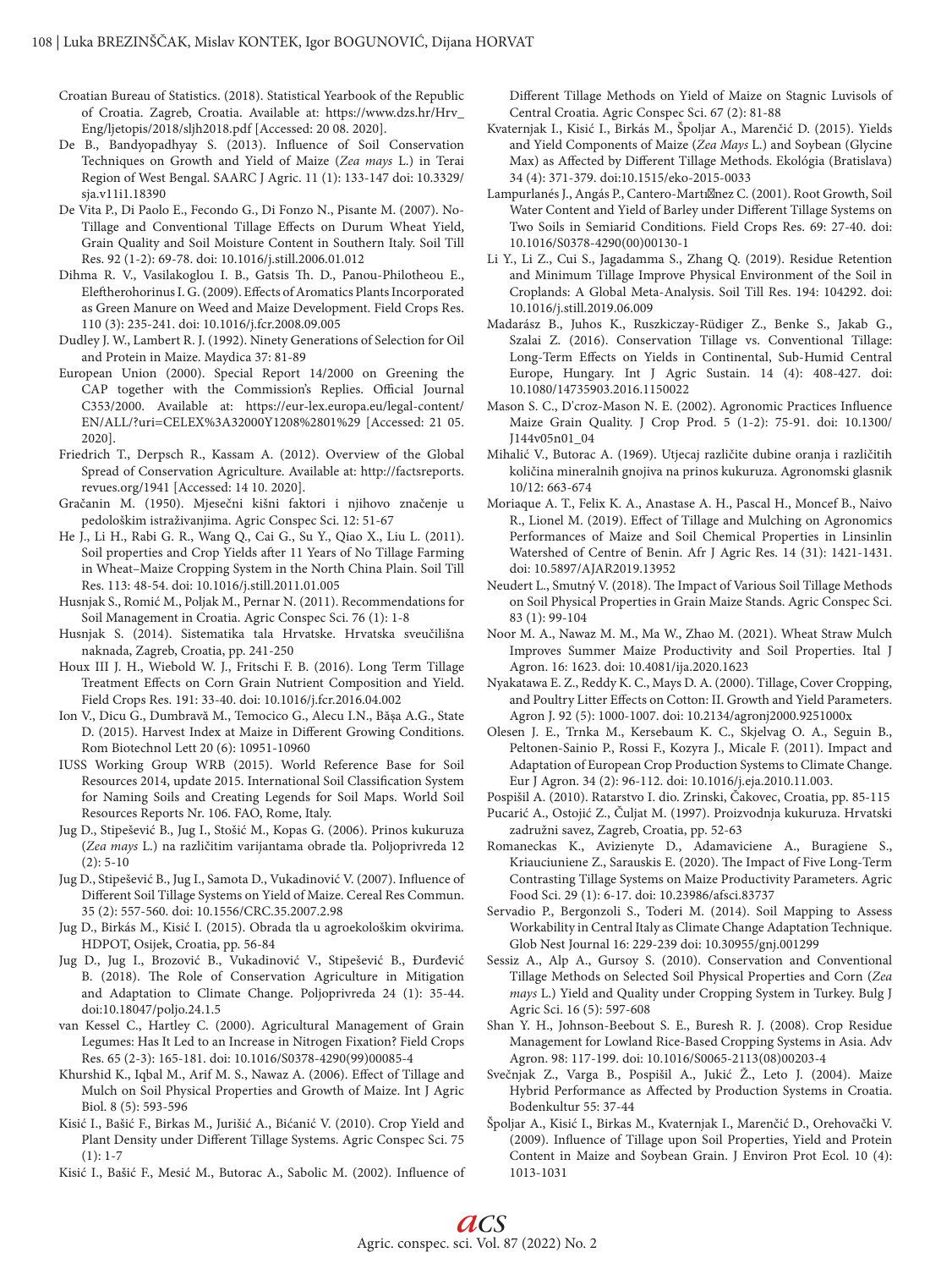Croatian Bureau of Statistics. (2018). Statistical Yearbook of the Republic of Croatia. Zagreb, Croatia. Available at: https://www.dzs.hr/Hrv_Eng/ljetopis/2018/sljh2018.pdf [Accessed: 20 08. 2020].

De B., Bandyopadhyay S. (2013). Influence of Soil Conservation Techniques on Growth and Yield of Maize (*Zea mays* L.) in Terai Region of West Bengal. SAARC J Agric. 11 (1): 133-147 doi: 10.3329/sja.v11i1.18390

De Vita P., Di Paolo E., Fecondo G., Di Fonzo N., Pisante M. (2007). No-Tillage and Conventional Tillage Effects on Durum Wheat Yield, Grain Quality and Soil Moisture Content in Southern Italy. Soil Till Res. 92 (1-2): 69-78. doi: 10.1016/j.still.2006.01.012

Dihma R. V., Vasilakoglou I. B., Gatsis Th. D., Panou-Philotheou E., Eleftherohorinus I. G. (2009). Effects of Aromatics Plants Incorporated as Green Manure on Weed and Maize Development. Field Crops Res. 110 (3): 235-241. doi: 10.1016/j.fcr.2008.09.005

Dudley J. W., Lambert R. J. (1992). Ninety Generations of Selection for Oil and Protein in Maize. Maydica 37: 81-89

European Union (2000). Special Report 14/2000 on Greening the CAP together with the Commission's Replies. Official Journal C353/2000. Available at: https://eur-lex.europa.eu/legal-content/EN/ALL/?uri=CELEX%3A32000Y1208%2801%29 [Accessed: 21 05. 2020].

Friedrich T., Derpsch R., Kassam A. (2012). Overview of the Global Spread of Conservation Agriculture. Available at: http://factsreports.revues.org/1941 [Accessed: 14 10. 2020].

Gračanin M. (1950). Mjesečni kišni faktori i njihovo značenje u pedološkim istraživanjima. Agric Conspec Sci. 12: 51-67

He J., Li H., Rabi G. R., Wang Q., Cai G., Su Y., Qiao X., Liu L. (2011). Soil properties and Crop Yields after 11 Years of No Tillage Farming in Wheat–Maize Cropping System in the North China Plain. Soil Till Res. 113: 48-54. doi: 10.1016/j.still.2011.01.005

Husnjak S., Romić M., Poljak M., Pernar N. (2011). Recommendations for Soil Management in Croatia. Agric Conspec Sci. 76 (1): 1-8

Husnjak S. (2014). Sistematika tala Hrvatske. Hrvatska sveučilišna naknada, Zagreb, Croatia, pp. 241-250

Houx III J. H., Wiebold W. J., Fritschi F. B. (2016). Long Term Tillage Treatment Effects on Corn Grain Nutrient Composition and Yield. Field Crops Res. 191: 33-40. doi: 10.1016/j.fcr.2016.04.002

Ion V., Dicu G., Dumbravă M., Temocico G., Alecu I.N., Băşa A.G., State D. (2015). Harvest Index at Maize in Different Growing Conditions. Rom Biotechnol Lett 20 (6): 10951-10960

IUSS Working Group WRB (2015). World Reference Base for Soil Resources 2014, update 2015. International Soil Classification System for Naming Soils and Creating Legends for Soil Maps. World Soil Resources Reports Nr. 106. FAO, Rome, Italy.

Jug D., Stipešević B., Jug I., Stošić M., Kopas G. (2006). Prinos kukuruza (*Zea mays* L.) na različitim varijantama obrade tla. Poljoprivreda 12 (2): 5-10

Jug D., Stipešević B., Jug I., Samota D., Vukadinović V. (2007). Influence of Different Soil Tillage Systems on Yield of Maize. Cereal Res Commun. 35 (2): 557-560. doi: 10.1556/CRC.35.2007.2.98

Jug D., Birkás M., Kisić I. (2015). Obrada tla u agroekološkim okvirima. HDPOT, Osijek, Croatia, pp. 56-84

Jug D., Jug I., Brozović B., Vukadinović V., Stipešević B., Đurđević B. (2018). The Role of Conservation Agriculture in Mitigation and Adaptation to Climate Change. Poljoprivreda 24 (1): 35-44. doi:10.18047/poljo.24.1.5

van Kessel C., Hartley C. (2000). Agricultural Management of Grain Legumes: Has It Led to an Increase in Nitrogen Fixation? Field Crops Res. 65 (2-3): 165-181. doi: 10.1016/S0378-4290(99)00085-4

Khurshid K., Iqbal M., Arif M. S., Nawaz A. (2006). Effect of Tillage and Mulch on Soil Physical Properties and Growth of Maize. Int J Agric Biol. 8 (5): 593-596

Kisić I., Bašić F., Birkas M., Jurišić A., Bićanić V. (2010). Crop Yield and Plant Density under Different Tillage Systems. Agric Conspec Sci. 75 (1): 1-7

Kisić I., Bašić F., Mesić M., Butorac A., Sabolic M. (2002). Influence of Different Tillage Methods on Yield of Maize on Stagnic Luvisols of Central Croatia. Agric Conspec Sci. 67 (2): 81-88

Kvaternjak I., Kisić I., Birkás M., Špoljar A., Marenčić D. (2015). Yields and Yield Components of Maize (*Zea Mays* L.) and Soybean (Glycine Max) as Affected by Different Tillage Methods. Ekológia (Bratislava) 34 (4): 371-379. doi:10.1515/eko-2015-0033

Lampurlanés J., Angás P., Cantero-Martínez C. (2001). Root Growth, Soil Water Content and Yield of Barley under Different Tillage Systems on Two Soils in Semiarid Conditions. Field Crops Res. 69: 27-40. doi: 10.1016/S0378-4290(00)00130-1

Li Y., Li Z., Cui S., Jagadamma S., Zhang Q. (2019). Residue Retention and Minimum Tillage Improve Physical Environment of the Soil in Croplands: A Global Meta-Analysis. Soil Till Res. 194: 104292. doi: 10.1016/j.still.2019.06.009

Madarász B., Juhos K., Ruszkiczay-Rüdiger Z., Benke S., Jakab G., Szalai Z. (2016). Conservation Tillage vs. Conventional Tillage: Long-Term Effects on Yields in Continental, Sub-Humid Central Europe, Hungary. Int J Agric Sustain. 14 (4): 408-427. doi: 10.1080/14735903.2016.1150022

Mason S. C., D'croz-Mason N. E. (2002). Agronomic Practices Influence Maize Grain Quality. J Crop Prod. 5 (1-2): 75-91. doi: 10.1300/J144v05n01_04

Mihalić V., Butorac A. (1969). Utjecaj različite dubine oranja i različitih količina mineralnih gnojiva na prinos kukuruza. Agronomski glasnik 10/12: 663-674

Moriaque A. T., Felix K. A., Anastase A. H., Pascal H., Moncef B., Naivo R., Lionel M. (2019). Effect of Tillage and Mulching on Agronomics Performances of Maize and Soil Chemical Properties in Linsinlin Watershed of Centre of Benin. Afr J Agric Res. 14 (31): 1421-1431. doi: 10.5897/AJAR2019.13952

Neudert L., Smutný V. (2018). The Impact of Various Soil Tillage Methods on Soil Physical Properties in Grain Maize Stands. Agric Conspec Sci. 83 (1): 99-104

Noor M. A., Nawaz M. M., Ma W., Zhao M. (2021). Wheat Straw Mulch Improves Summer Maize Productivity and Soil Properties. Ital J Agron. 16: 1623. doi: 10.4081/ija.2020.1623

Nyakatawa E. Z., Reddy K. C., Mays D. A. (2000). Tillage, Cover Cropping, and Poultry Litter Effects on Cotton: II. Growth and Yield Parameters. Agron J. 92 (5): 1000-1007. doi: 10.2134/agronj2000.9251000x

Olesen J. E., Trnka M., Kersebaum K. C., Skjelvag O. A., Seguin B., Peltonen-Sainio P., Rossi F., Kozyra J., Micale F. (2011). Impact and Adaptation of European Crop Production Systems to Climate Change. Eur J Agron. 34 (2): 96-112. doi: 10.1016/j.eja.2010.11.003.

Pospišil A. (2010). Ratarstvo I. dio. Zrinski, Čakovec, Croatia, pp. 85-115

Pucarić A., Ostojić Z., Čuljat M. (1997). Proizvodnja kukuruza. Hrvatski zadružni savez, Zagreb, Croatia, pp. 52-63

Romaneckas K., Avizienyte D., Adamaviciene A., Buragiene S., Kriauciuniene Z., Sarauskis E. (2020). The Impact of Five Long-Term Contrasting Tillage Systems on Maize Productivity Parameters. Agric Food Sci. 29 (1): 6-17. doi: 10.23986/afsci.83737

Servadio P., Bergonzoli S., Toderi M. (2014). Soil Mapping to Assess Workability in Central Italy as Climate Change Adaptation Technique. Glob Nest Journal 16: 229-239 doi: 10.30955/gnj.001299

Sessiz A., Alp A., Gursoy S. (2010). Conservation and Conventional Tillage Methods on Selected Soil Physical Properties and Corn (*Zea mays* L.) Yield and Quality under Cropping System in Turkey. Bulg J Agric Sci. 16 (5): 597-608

Shan Y. H., Johnson-Beebout S. E., Buresh R. J. (2008). Crop Residue Management for Lowland Rice-Based Cropping Systems in Asia. Adv Agron. 98: 117-199. doi: 10.1016/S0065-2113(08)00203-4

Svečnjak Z., Varga B., Pospišil A., Jukić Ž., Leto J. (2004). Maize Hybrid Performance as Affected by Production Systems in Croatia. Bodenkultur 55: 37-44

Špoljar A., Kisić I., Birkas M., Kvaternjak I., Marenčić D., Orehovački V. (2009). Influence of Tillage upon Soil Properties, Yield and Protein Content in Maize and Soybean Grain. J Environ Prot Ecol. 10 (4): 1013-1031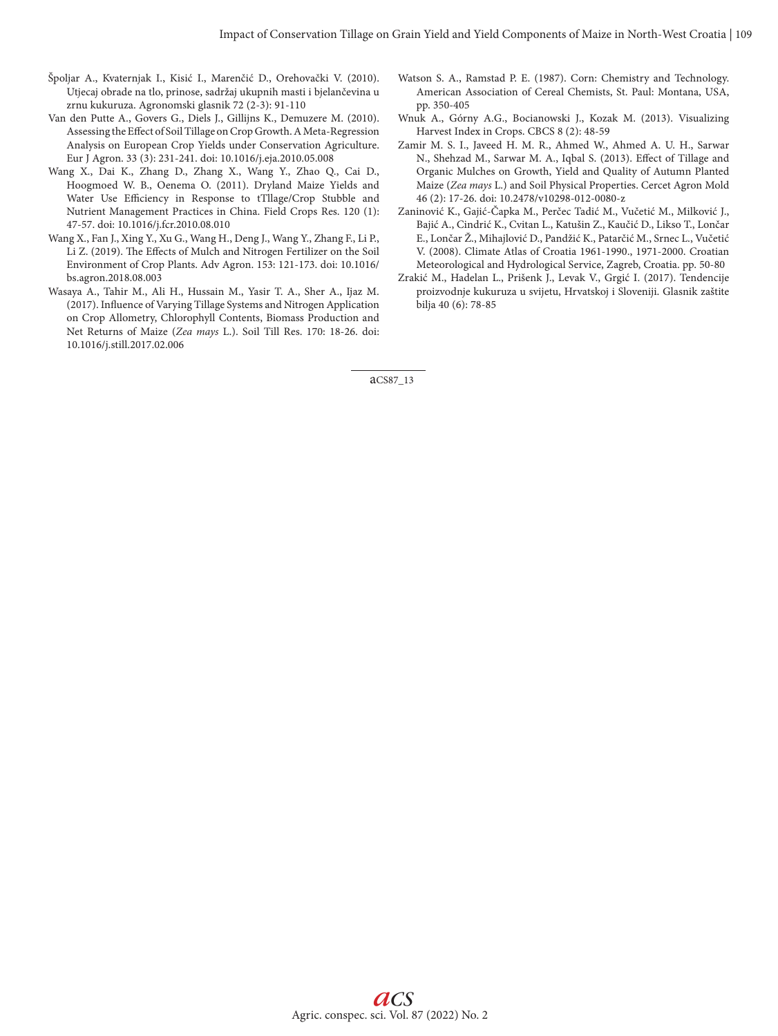Špoljar A., Kvaternjak I., Kisić I., Marenčić D., Orehovački V. (2010). Utjecaj obrade na tlo, prinose, sadržaj ukupnih masti i bjelančevina u zrnu kukuruza. Agronomski glasnik 72 (2-3): 91-110

Van den Putte A., Govers G., Diels J., Gillijns K., Demuzere M. (2010). Assessing the Effect of Soil Tillage on Crop Growth. A Meta-Regression Analysis on European Crop Yields under Conservation Agriculture. Eur J Agron. 33 (3): 231-241. doi: 10.1016/j.eja.2010.05.008

Wang X., Dai K., Zhang D., Zhang X., Wang Y., Zhao Q., Cai D., Hoogmoed W. B., Oenema O. (2011). Dryland Maize Yields and Water Use Efficiency in Response to tTllage/Crop Stubble and Nutrient Management Practices in China. Field Crops Res. 120 (1): 47-57. doi: 10.1016/j.fcr.2010.08.010

Wang X., Fan J., Xing Y., Xu G., Wang H., Deng J., Wang Y., Zhang F., Li P., Li Z. (2019). The Effects of Mulch and Nitrogen Fertilizer on the Soil Environment of Crop Plants. Adv Agron. 153: 121-173. doi: 10.1016/bs.agron.2018.08.003

Wasaya A., Tahir M., Ali H., Hussain M., Yasir T. A., Sher A., Ijaz M. (2017). Influence of Varying Tillage Systems and Nitrogen Application on Crop Allometry, Chlorophyll Contents, Biomass Production and Net Returns of Maize (*Zea mays* L.). Soil Till Res. 170: 18-26. doi: 10.1016/j.still.2017.02.006

Watson S. A., Ramstad P. E. (1987). Corn: Chemistry and Technology. American Association of Cereal Chemists, St. Paul: Montana, USA, pp. 350-405

Wnuk A., Górny A.G., Bocianowski J., Kozak M. (2013). Visualizing Harvest Index in Crops. CBCS 8 (2): 48-59

Zamir M. S. I., Javeed H. M. R., Ahmed W., Ahmed A. U. H., Sarwar N., Shehzad M., Sarwar M. A., Iqbal S. (2013). Effect of Tillage and Organic Mulches on Growth, Yield and Quality of Autumn Planted Maize (*Zea mays* L.) and Soil Physical Properties. Cercet Agron Mold 46 (2): 17-26. doi: 10.2478/v10298-012-0080-z

Zaninović K., Gajić-Čapka M., Perčec Tadić M., Vučetić M., Milković J., Bajić A., Cindrić K., Cvitan L., Katušin Z., Kaučić D., Likso T., Lončar E., Lončar Ž., Mihajlović D., Pandžić K., Patarčić M., Srnec L., Vučetić V. (2008). Climate Atlas of Croatia 1961-1990., 1971-2000. Croatian Meteorological and Hydrological Service, Zagreb, Croatia. pp. 50-80

Zrakić M., Hadelan L., Prišenk J., Levak V., Grgić I. (2017). Tendencije proizvodnje kukuruza u svijetu, Hrvatskoj i Sloveniji. Glasnik zaštite bilja 40 (6): 78-85

aCS87_13